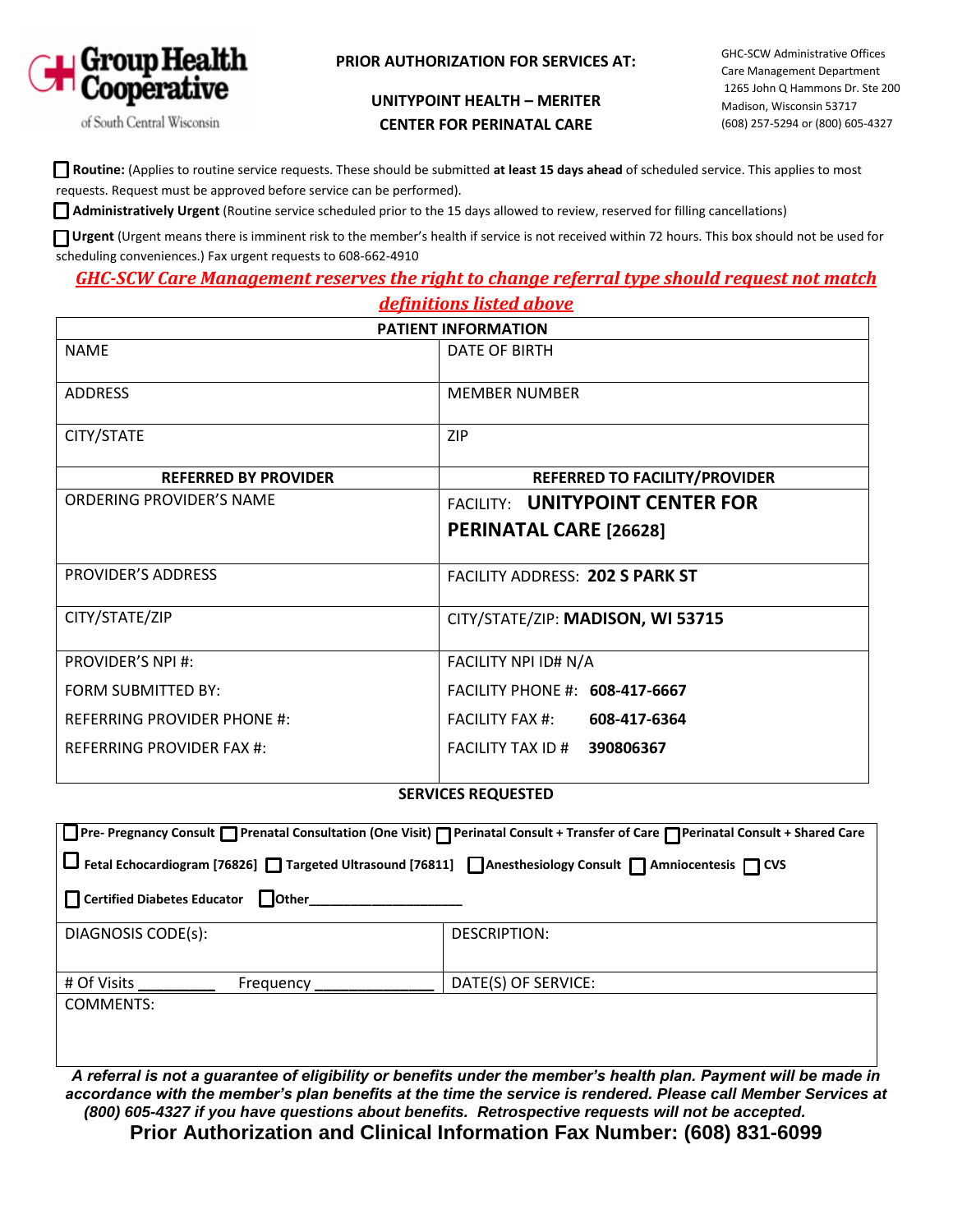Group Health Cooperative of South Central Wisconsin

**PRIOR AUTHORIZATION FOR SERVICES AT:**

**UNITYPOINT HEALTH – MERITER CENTER FOR PERINATAL CARE**

GHC-SCW Administrative Offices
Care Management Department
1265 John Q Hammons Dr. Ste 200
Madison, Wisconsin 53717
(608) 257-5294 or (800) 605-4327

☐ **Routine:** (Applies to routine service requests. These should be submitted **at least 15 days ahead** of scheduled service. This applies to most requests. Request must be approved before service can be performed).

☐ **Administratively Urgent** (Routine service scheduled prior to the 15 days allowed to review, reserved for filling cancellations)

☐ **Urgent** (Urgent means there is imminent risk to the member's health if service is not received within 72 hours. This box should not be used for scheduling conveniences.) Fax urgent requests to 608-662-4910

***GHC-SCW Care Management reserves the right to change referral type should request not match definitions listed above***

| **PATIENT INFORMATION** | |
|---|---|
| NAME | DATE OF BIRTH |
| ADDRESS | MEMBER NUMBER |
| CITY/STATE | ZIP |
| **REFERRED BY PROVIDER** | **REFERRED TO FACILITY/PROVIDER** |
| ORDERING PROVIDER'S NAME | FACILITY: **UNITYPOINT CENTER FOR PERINATAL CARE [26628]** |
| PROVIDER'S ADDRESS | FACILITY ADDRESS: **202 S PARK ST** |
| CITY/STATE/ZIP | CITY/STATE/ZIP: **MADISON, WI 53715** |
| PROVIDER'S NPI #:<br>FORM SUBMITTED BY:<br>REFERRING PROVIDER PHONE #:<br>REFERRING PROVIDER FAX #: | FACILITY NPI ID# N/A<br>FACILITY PHONE #: **608-417-6667**<br>FACILITY FAX #: **608-417-6364**<br>FACILITY TAX ID # **390806367** |

**SERVICES REQUESTED**

| | |
|---|---|
| ☐ **Pre- Pregnancy Consult** ☐ **Prenatal Consultation (One Visit)** ☐ **Perinatal Consult + Transfer of Care** ☐ **Perinatal Consult + Shared Care**<br>☐ **Fetal Echocardiogram [76826]** ☐ **Targeted Ultrasound [76811]** ☐ **Anesthesiology Consult** ☐ **Amniocentesis** ☐ **CVS**<br>☐ **Certified Diabetes Educator** ☐ **Other**____________________ | |
| DIAGNOSIS CODE(s): | DESCRIPTION: |
| # Of Visits _________ Frequency ______________ | DATE(S) OF SERVICE: |
| COMMENTS: | |

***A referral is not a guarantee of eligibility or benefits under the member's health plan. Payment will be made in accordance with the member's plan benefits at the time the service is rendered. Please call Member Services at (800) 605-4327 if you have questions about benefits. Retrospective requests will not be accepted.***

**Prior Authorization and Clinical Information Fax Number: (608) 831-6099**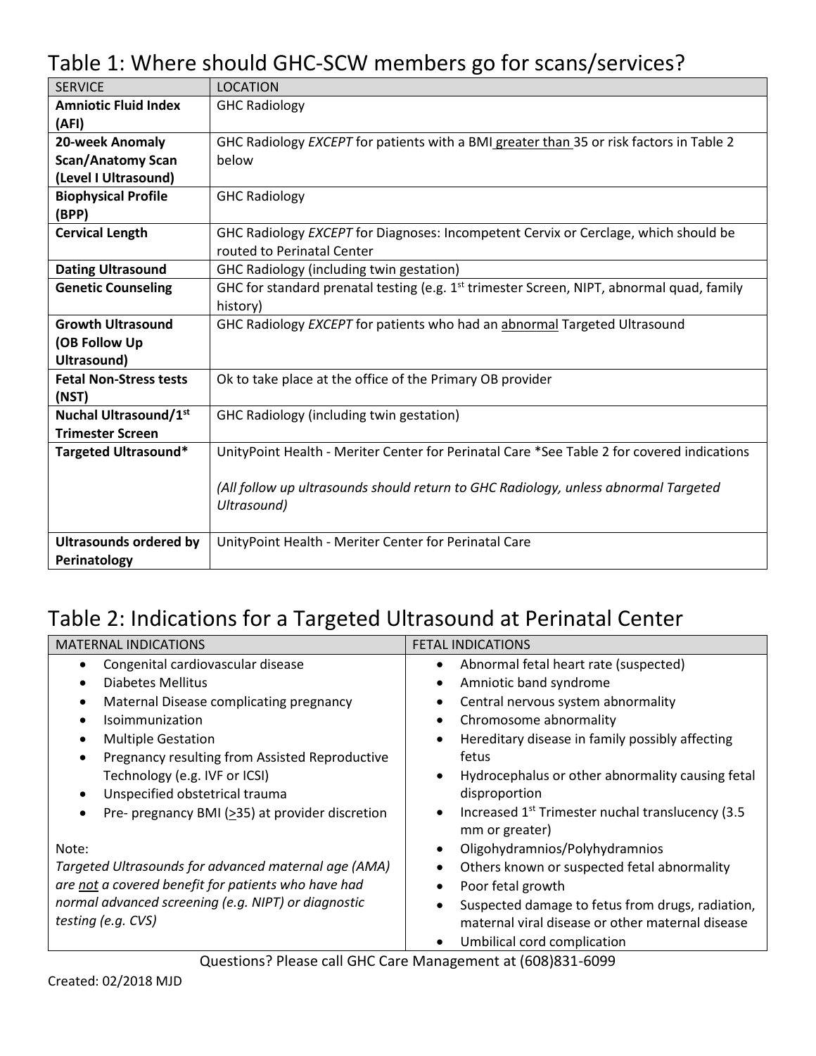## Table 1: Where should GHC-SCW members go for scans/services?

| SERVICE | LOCATION |
|---|---|
| **Amniotic Fluid Index (AFI)** | GHC Radiology |
| **20-week Anomaly Scan/Anatomy Scan (Level I Ultrasound)** | GHC Radiology *EXCEPT* for patients with a BMI greater than 35 or risk factors in Table 2 below |
| **Biophysical Profile (BPP)** | GHC Radiology |
| **Cervical Length** | GHC Radiology *EXCEPT* for Diagnoses: Incompetent Cervix or Cerclage, which should be routed to Perinatal Center |
| **Dating Ultrasound** | GHC Radiology (including twin gestation) |
| **Genetic Counseling** | GHC for standard prenatal testing (e.g. 1st trimester Screen, NIPT, abnormal quad, family history) |
| **Growth Ultrasound (OB Follow Up Ultrasound)** | GHC Radiology *EXCEPT* for patients who had an abnormal Targeted Ultrasound |
| **Fetal Non-Stress tests (NST)** | Ok to take place at the office of the Primary OB provider |
| **Nuchal Ultrasound/1st Trimester Screen** | GHC Radiology (including twin gestation) |
| **Targeted Ultrasound*** | UnityPoint Health - Meriter Center for Perinatal Care *See Table 2 for covered indications<br><br>*(All follow up ultrasounds should return to GHC Radiology, unless abnormal Targeted Ultrasound)* |
| **Ultrasounds ordered by Perinatology** | UnityPoint Health - Meriter Center for Perinatal Care |

## Table 2: Indications for a Targeted Ultrasound at Perinatal Center

| MATERNAL INDICATIONS | FETAL INDICATIONS |
|---|---|
| • Congenital cardiovascular disease<br>• Diabetes Mellitus<br>• Maternal Disease complicating pregnancy<br>• Isoimmunization<br>• Multiple Gestation<br>• Pregnancy resulting from Assisted Reproductive Technology (e.g. IVF or ICSI)<br>• Unspecified obstetrical trauma<br>• Pre- pregnancy BMI (≥35) at provider discretion<br><br>Note:<br>*Targeted Ultrasounds for advanced maternal age (AMA) are not a covered benefit for patients who have had normal advanced screening (e.g. NIPT) or diagnostic testing (e.g. CVS)* | • Abnormal fetal heart rate (suspected)<br>• Amniotic band syndrome<br>• Central nervous system abnormality<br>• Chromosome abnormality<br>• Hereditary disease in family possibly affecting fetus<br>• Hydrocephalus or other abnormality causing fetal disproportion<br>• Increased 1st Trimester nuchal translucency (3.5 mm or greater)<br>• Oligohydramnios/Polyhydramnios<br>• Others known or suspected fetal abnormality<br>• Poor fetal growth<br>• Suspected damage to fetus from drugs, radiation, maternal viral disease or other maternal disease<br>• Umbilical cord complication |

Questions? Please call GHC Care Management at (608)831-6099

Created: 02/2018 MJD